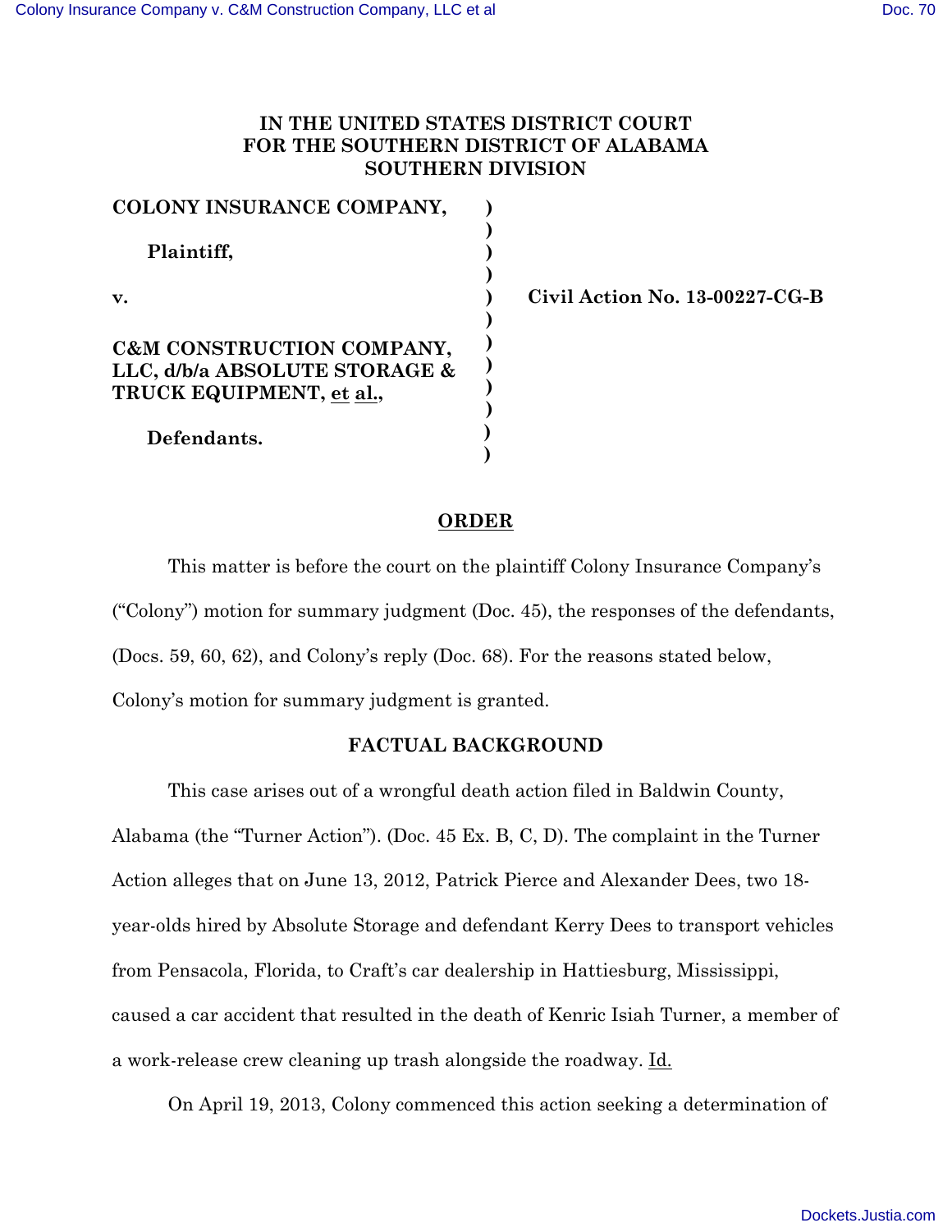# IN THE UNITED STATES DISTRICT COURT FOR THE SOUTHERN DISTRICT OF ALABAMA SOUTHERN DIVISION

| | | |
|---|---|---|
| **COLONY INSURANCE COMPANY,** | **)** | |
| | **)** | |
| **Plaintiff,** | **)** | |
| | **)** | |
| **v.** | **)** | **Civil Action No. 13-00227-CG-B** |
| | **)** | |
| **C&M CONSTRUCTION COMPANY, LLC, d/b/a ABSOLUTE STORAGE & TRUCK EQUIPMENT, et al.,** | **)** | |
| | **)** | |
| **Defendants.** | **)** | |

## ORDER

This matter is before the court on the plaintiff Colony Insurance Company's ("Colony") motion for summary judgment (Doc. 45), the responses of the defendants, (Docs. 59, 60, 62), and Colony's reply (Doc. 68). For the reasons stated below, Colony's motion for summary judgment is granted.

## FACTUAL BACKGROUND

This case arises out of a wrongful death action filed in Baldwin County, Alabama (the "Turner Action"). (Doc. 45 Ex. B, C, D). The complaint in the Turner Action alleges that on June 13, 2012, Patrick Pierce and Alexander Dees, two 18-year-olds hired by Absolute Storage and defendant Kerry Dees to transport vehicles from Pensacola, Florida, to Craft's car dealership in Hattiesburg, Mississippi, caused a car accident that resulted in the death of Kenric Isiah Turner, a member of a work-release crew cleaning up trash alongside the roadway. Id.

On April 19, 2013, Colony commenced this action seeking a determination of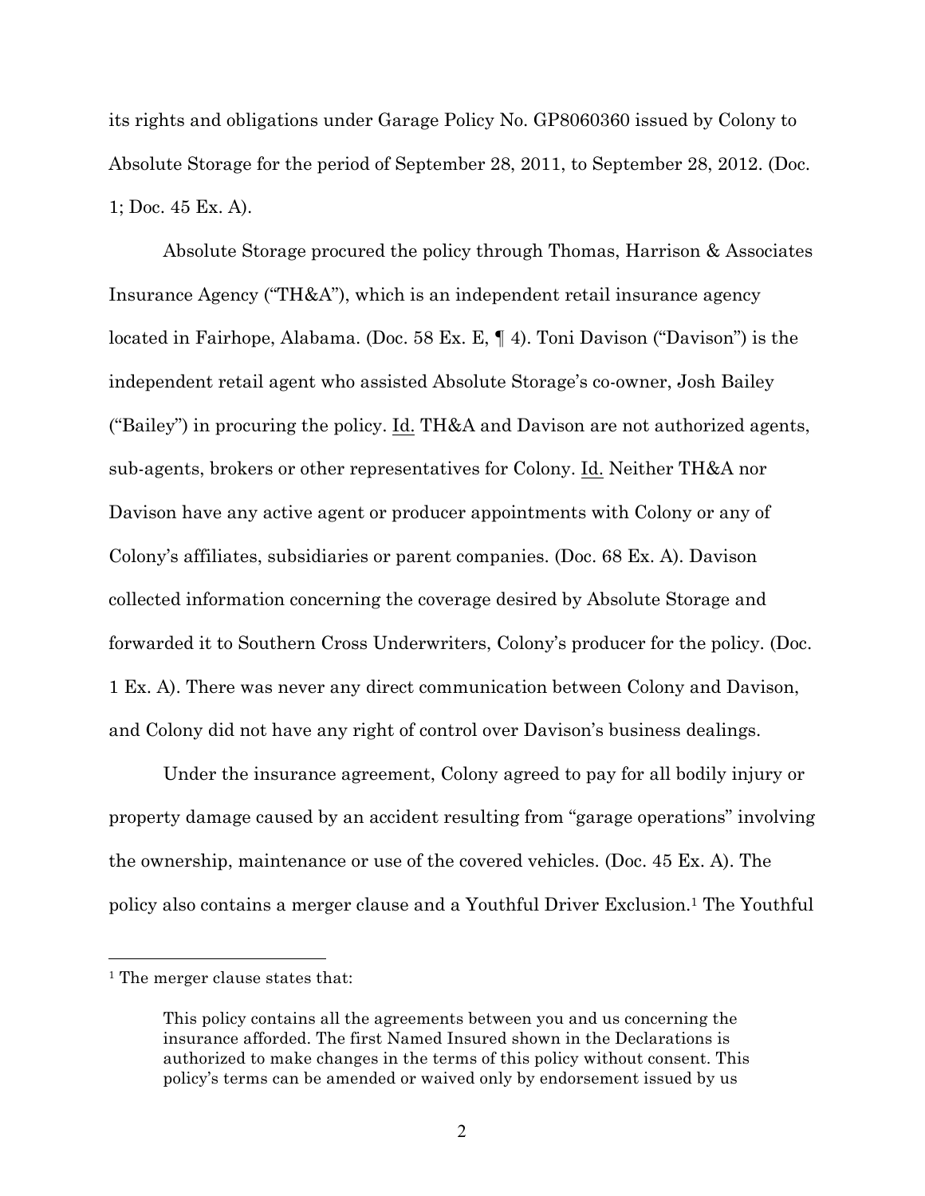its rights and obligations under Garage Policy No. GP8060360 issued by Colony to Absolute Storage for the period of September 28, 2011, to September 28, 2012. (Doc. 1; Doc. 45 Ex. A).

Absolute Storage procured the policy through Thomas, Harrison & Associates Insurance Agency ("TH&A"), which is an independent retail insurance agency located in Fairhope, Alabama. (Doc. 58 Ex. E, ¶ 4). Toni Davison ("Davison") is the independent retail agent who assisted Absolute Storage's co-owner, Josh Bailey ("Bailey") in procuring the policy. Id. TH&A and Davison are not authorized agents, sub-agents, brokers or other representatives for Colony. Id. Neither TH&A nor Davison have any active agent or producer appointments with Colony or any of Colony's affiliates, subsidiaries or parent companies. (Doc. 68 Ex. A). Davison collected information concerning the coverage desired by Absolute Storage and forwarded it to Southern Cross Underwriters, Colony's producer for the policy. (Doc. 1 Ex. A). There was never any direct communication between Colony and Davison, and Colony did not have any right of control over Davison's business dealings.

Under the insurance agreement, Colony agreed to pay for all bodily injury or property damage caused by an accident resulting from "garage operations" involving the ownership, maintenance or use of the covered vehicles. (Doc. 45 Ex. A). The policy also contains a merger clause and a Youthful Driver Exclusion.[1] The Youthful

---

[1] The merger clause states that:

> This policy contains all the agreements between you and us concerning the insurance afforded. The first Named Insured shown in the Declarations is authorized to make changes in the terms of this policy without consent. This policy's terms can be amended or waived only by endorsement issued by us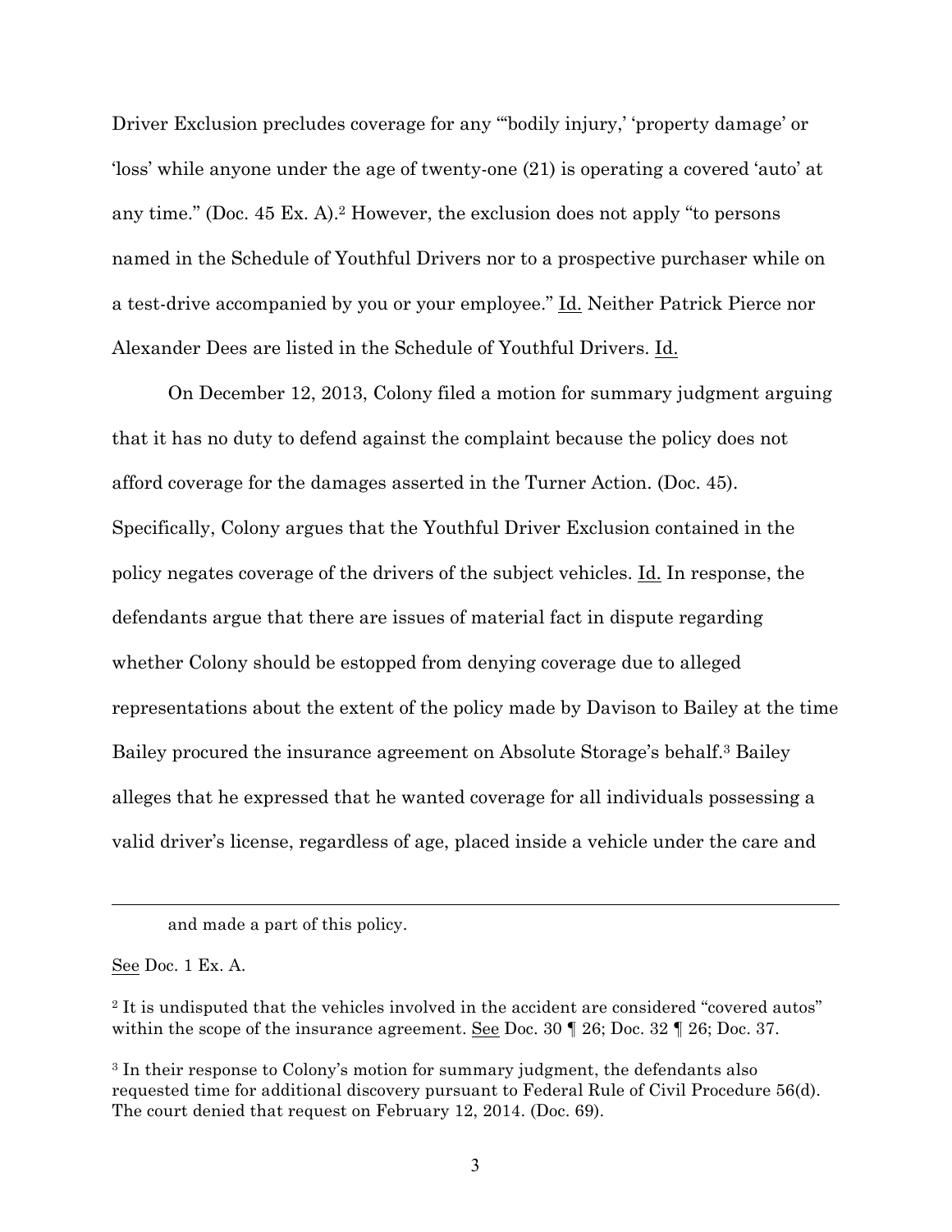Driver Exclusion precludes coverage for any "'bodily injury,' 'property damage' or 'loss' while anyone under the age of twenty-one (21) is operating a covered 'auto' at any time." (Doc. 45 Ex. A).[2] However, the exclusion does not apply "to persons named in the Schedule of Youthful Drivers nor to a prospective purchaser while on a test-drive accompanied by you or your employee." Id. Neither Patrick Pierce nor Alexander Dees are listed in the Schedule of Youthful Drivers. Id.

On December 12, 2013, Colony filed a motion for summary judgment arguing that it has no duty to defend against the complaint because the policy does not afford coverage for the damages asserted in the Turner Action. (Doc. 45). Specifically, Colony argues that the Youthful Driver Exclusion contained in the policy negates coverage of the drivers of the subject vehicles. Id. In response, the defendants argue that there are issues of material fact in dispute regarding whether Colony should be estopped from denying coverage due to alleged representations about the extent of the policy made by Davison to Bailey at the time Bailey procured the insurance agreement on Absolute Storage's behalf.[3] Bailey alleges that he expressed that he wanted coverage for all individuals possessing a valid driver's license, regardless of age, placed inside a vehicle under the care and

---

and made a part of this policy.

See Doc. 1 Ex. A.

[2] It is undisputed that the vehicles involved in the accident are considered "covered autos" within the scope of the insurance agreement. See Doc. 30 ¶ 26; Doc. 32 ¶ 26; Doc. 37.

[3] In their response to Colony's motion for summary judgment, the defendants also requested time for additional discovery pursuant to Federal Rule of Civil Procedure 56(d). The court denied that request on February 12, 2014. (Doc. 69).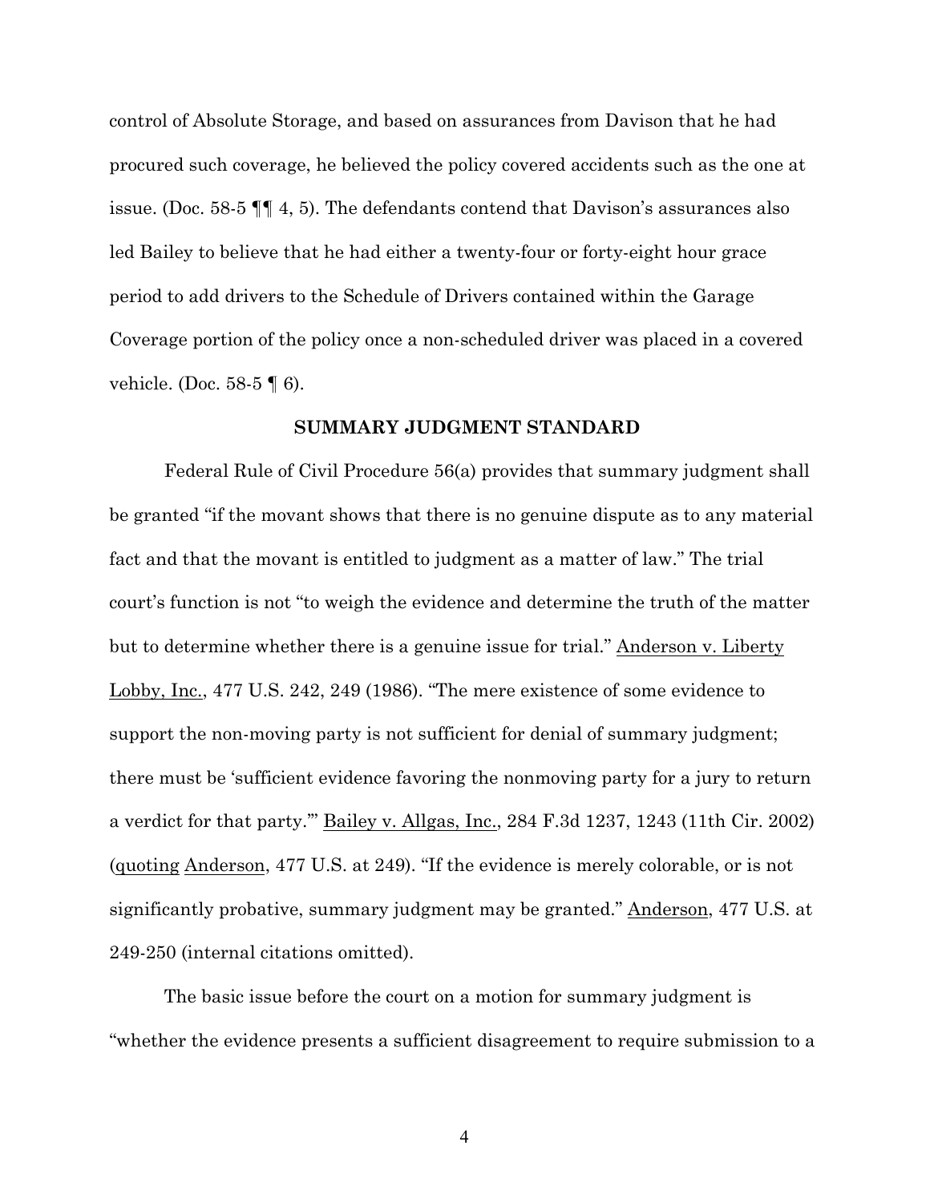control of Absolute Storage, and based on assurances from Davison that he had procured such coverage, he believed the policy covered accidents such as the one at issue. (Doc. 58-5 ¶¶ 4, 5). The defendants contend that Davison's assurances also led Bailey to believe that he had either a twenty-four or forty-eight hour grace period to add drivers to the Schedule of Drivers contained within the Garage Coverage portion of the policy once a non-scheduled driver was placed in a covered vehicle. (Doc. 58-5 ¶ 6).

## SUMMARY JUDGMENT STANDARD

Federal Rule of Civil Procedure 56(a) provides that summary judgment shall be granted "if the movant shows that there is no genuine dispute as to any material fact and that the movant is entitled to judgment as a matter of law." The trial court's function is not "to weigh the evidence and determine the truth of the matter but to determine whether there is a genuine issue for trial." Anderson v. Liberty Lobby, Inc., 477 U.S. 242, 249 (1986). "The mere existence of some evidence to support the non-moving party is not sufficient for denial of summary judgment; there must be 'sufficient evidence favoring the nonmoving party for a jury to return a verdict for that party.'" Bailey v. Allgas, Inc., 284 F.3d 1237, 1243 (11th Cir. 2002) (quoting Anderson, 477 U.S. at 249). "If the evidence is merely colorable, or is not significantly probative, summary judgment may be granted." Anderson, 477 U.S. at 249-250 (internal citations omitted).

The basic issue before the court on a motion for summary judgment is "whether the evidence presents a sufficient disagreement to require submission to a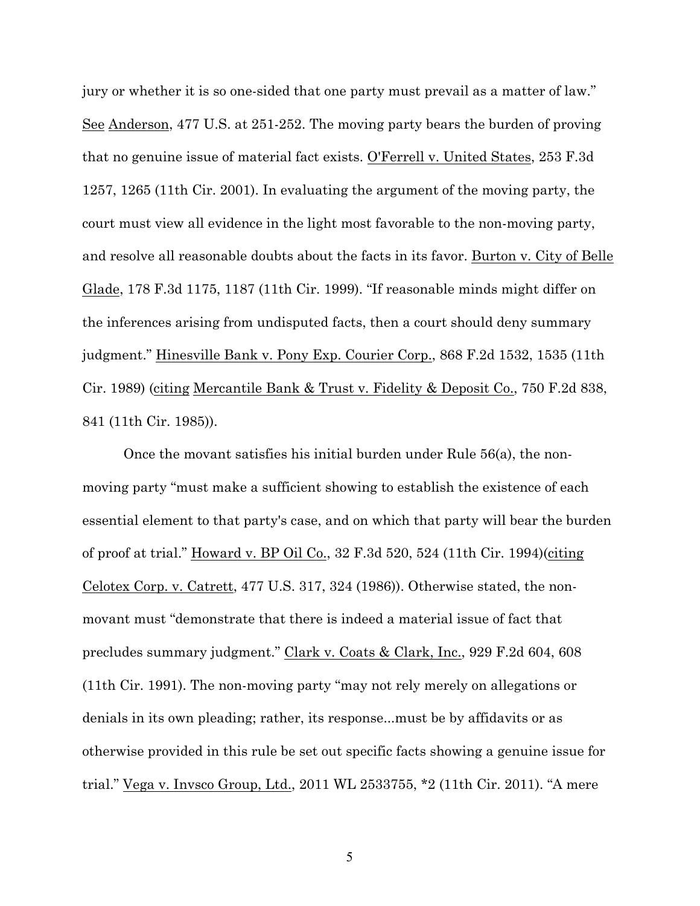jury or whether it is so one-sided that one party must prevail as a matter of law." See Anderson, 477 U.S. at 251-252. The moving party bears the burden of proving that no genuine issue of material fact exists. O'Ferrell v. United States, 253 F.3d 1257, 1265 (11th Cir. 2001). In evaluating the argument of the moving party, the court must view all evidence in the light most favorable to the non-moving party, and resolve all reasonable doubts about the facts in its favor. Burton v. City of Belle Glade, 178 F.3d 1175, 1187 (11th Cir. 1999). "If reasonable minds might differ on the inferences arising from undisputed facts, then a court should deny summary judgment." Hinesville Bank v. Pony Exp. Courier Corp., 868 F.2d 1532, 1535 (11th Cir. 1989) (citing Mercantile Bank & Trust v. Fidelity & Deposit Co., 750 F.2d 838, 841 (11th Cir. 1985)).

Once the movant satisfies his initial burden under Rule 56(a), the non-moving party "must make a sufficient showing to establish the existence of each essential element to that party's case, and on which that party will bear the burden of proof at trial." Howard v. BP Oil Co., 32 F.3d 520, 524 (11th Cir. 1994)(citing Celotex Corp. v. Catrett, 477 U.S. 317, 324 (1986)). Otherwise stated, the non-movant must "demonstrate that there is indeed a material issue of fact that precludes summary judgment." Clark v. Coats & Clark, Inc., 929 F.2d 604, 608 (11th Cir. 1991). The non-moving party "may not rely merely on allegations or denials in its own pleading; rather, its response...must be by affidavits or as otherwise provided in this rule be set out specific facts showing a genuine issue for trial." Vega v. Invsco Group, Ltd., 2011 WL 2533755, *2 (11th Cir. 2011). "A mere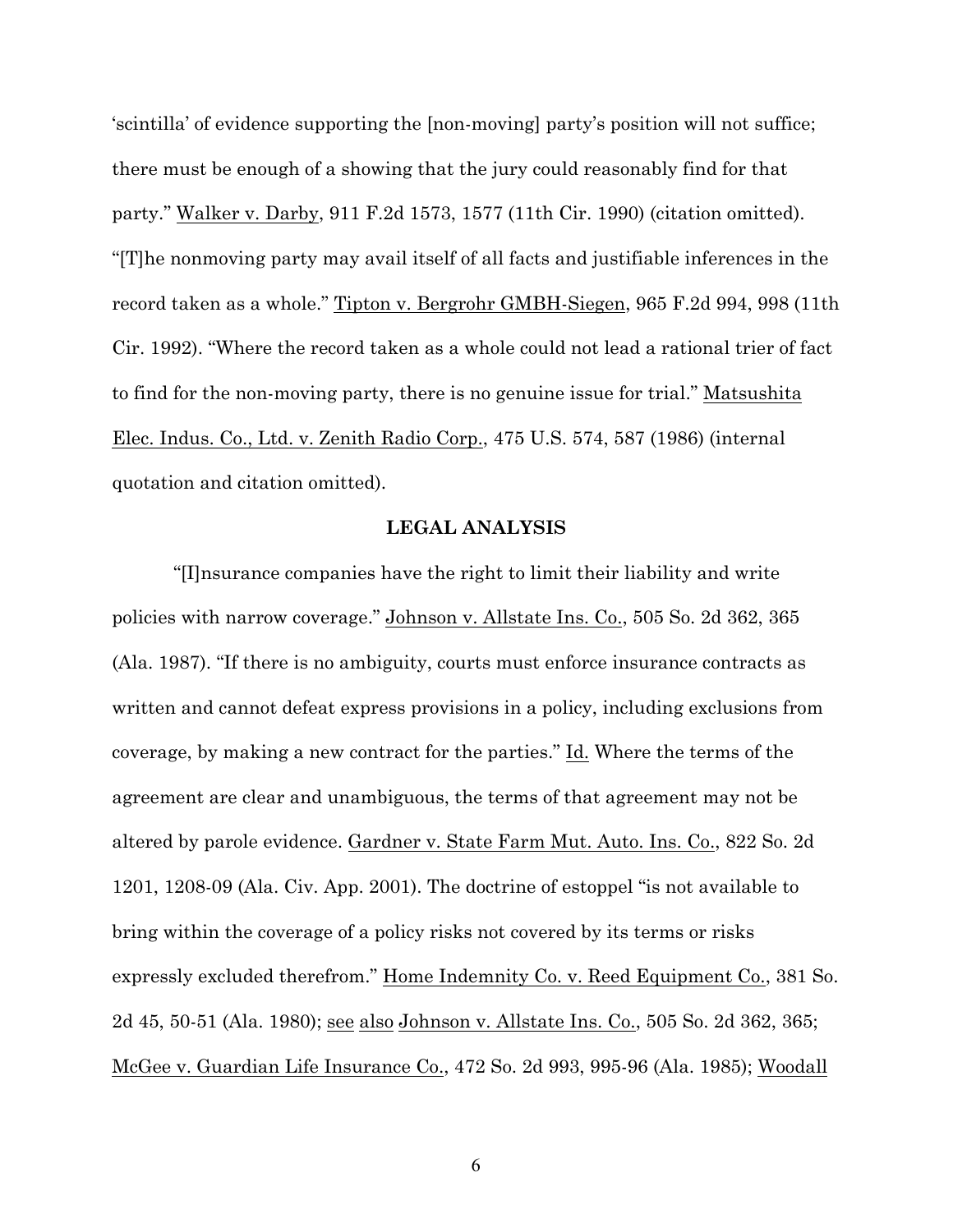'scintilla' of evidence supporting the [non-moving] party's position will not suffice; there must be enough of a showing that the jury could reasonably find for that party." Walker v. Darby, 911 F.2d 1573, 1577 (11th Cir. 1990) (citation omitted). "[T]he nonmoving party may avail itself of all facts and justifiable inferences in the record taken as a whole." Tipton v. Bergrohr GMBH-Siegen, 965 F.2d 994, 998 (11th Cir. 1992). "Where the record taken as a whole could not lead a rational trier of fact to find for the non-moving party, there is no genuine issue for trial." Matsushita Elec. Indus. Co., Ltd. v. Zenith Radio Corp., 475 U.S. 574, 587 (1986) (internal quotation and citation omitted).

## LEGAL ANALYSIS

"[I]nsurance companies have the right to limit their liability and write policies with narrow coverage." Johnson v. Allstate Ins. Co., 505 So. 2d 362, 365 (Ala. 1987). "If there is no ambiguity, courts must enforce insurance contracts as written and cannot defeat express provisions in a policy, including exclusions from coverage, by making a new contract for the parties." Id. Where the terms of the agreement are clear and unambiguous, the terms of that agreement may not be altered by parole evidence. Gardner v. State Farm Mut. Auto. Ins. Co., 822 So. 2d 1201, 1208-09 (Ala. Civ. App. 2001). The doctrine of estoppel "is not available to bring within the coverage of a policy risks not covered by its terms or risks expressly excluded therefrom." Home Indemnity Co. v. Reed Equipment Co., 381 So. 2d 45, 50-51 (Ala. 1980); see also Johnson v. Allstate Ins. Co., 505 So. 2d 362, 365; McGee v. Guardian Life Insurance Co., 472 So. 2d 993, 995-96 (Ala. 1985); Woodall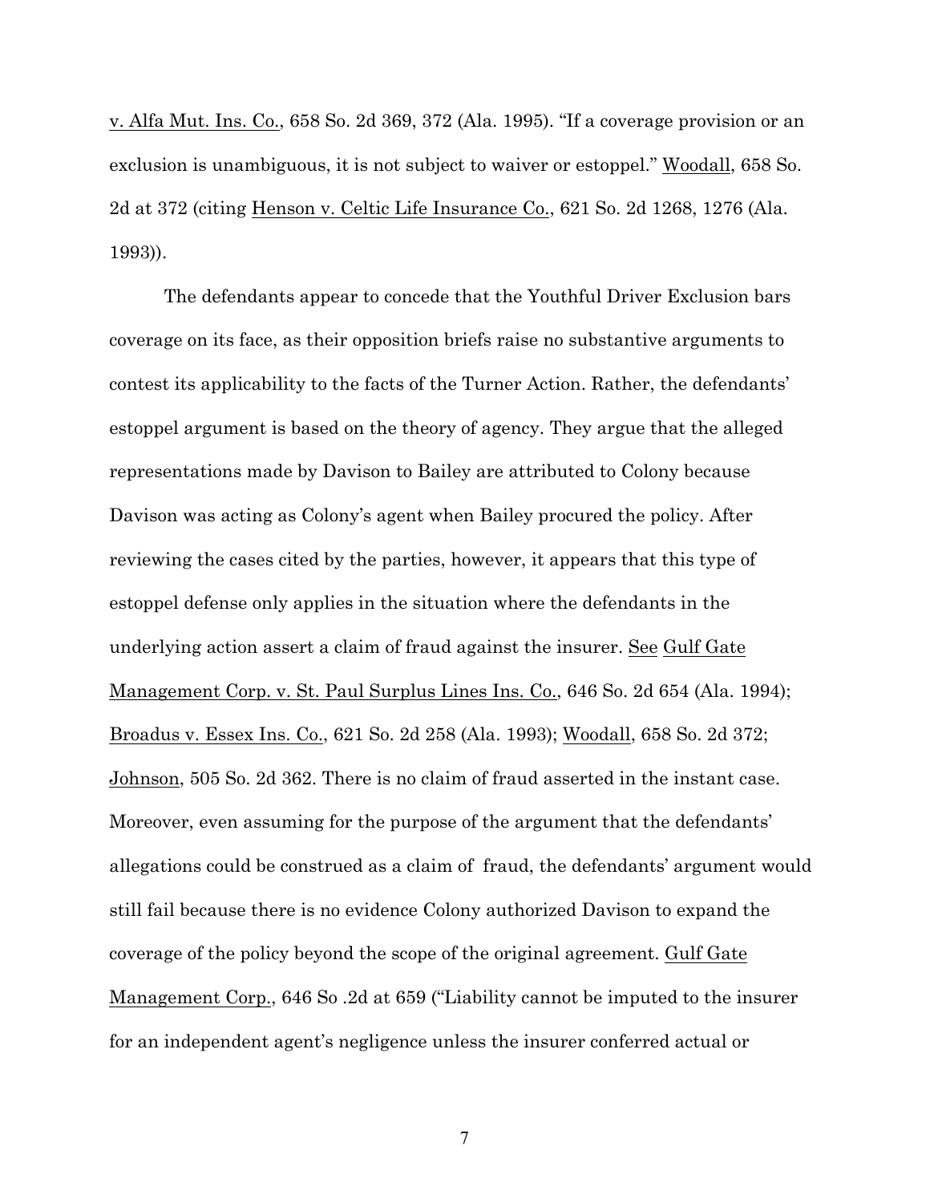v. Alfa Mut. Ins. Co., 658 So. 2d 369, 372 (Ala. 1995). "If a coverage provision or an exclusion is unambiguous, it is not subject to waiver or estoppel." Woodall, 658 So. 2d at 372 (citing Henson v. Celtic Life Insurance Co., 621 So. 2d 1268, 1276 (Ala. 1993)).

The defendants appear to concede that the Youthful Driver Exclusion bars coverage on its face, as their opposition briefs raise no substantive arguments to contest its applicability to the facts of the Turner Action. Rather, the defendants' estoppel argument is based on the theory of agency. They argue that the alleged representations made by Davison to Bailey are attributed to Colony because Davison was acting as Colony's agent when Bailey procured the policy. After reviewing the cases cited by the parties, however, it appears that this type of estoppel defense only applies in the situation where the defendants in the underlying action assert a claim of fraud against the insurer. See Gulf Gate Management Corp. v. St. Paul Surplus Lines Ins. Co., 646 So. 2d 654 (Ala. 1994); Broadus v. Essex Ins. Co., 621 So. 2d 258 (Ala. 1993); Woodall, 658 So. 2d 372; Johnson, 505 So. 2d 362. There is no claim of fraud asserted in the instant case. Moreover, even assuming for the purpose of the argument that the defendants' allegations could be construed as a claim of fraud, the defendants' argument would still fail because there is no evidence Colony authorized Davison to expand the coverage of the policy beyond the scope of the original agreement. Gulf Gate Management Corp., 646 So .2d at 659 ("Liability cannot be imputed to the insurer for an independent agent's negligence unless the insurer conferred actual or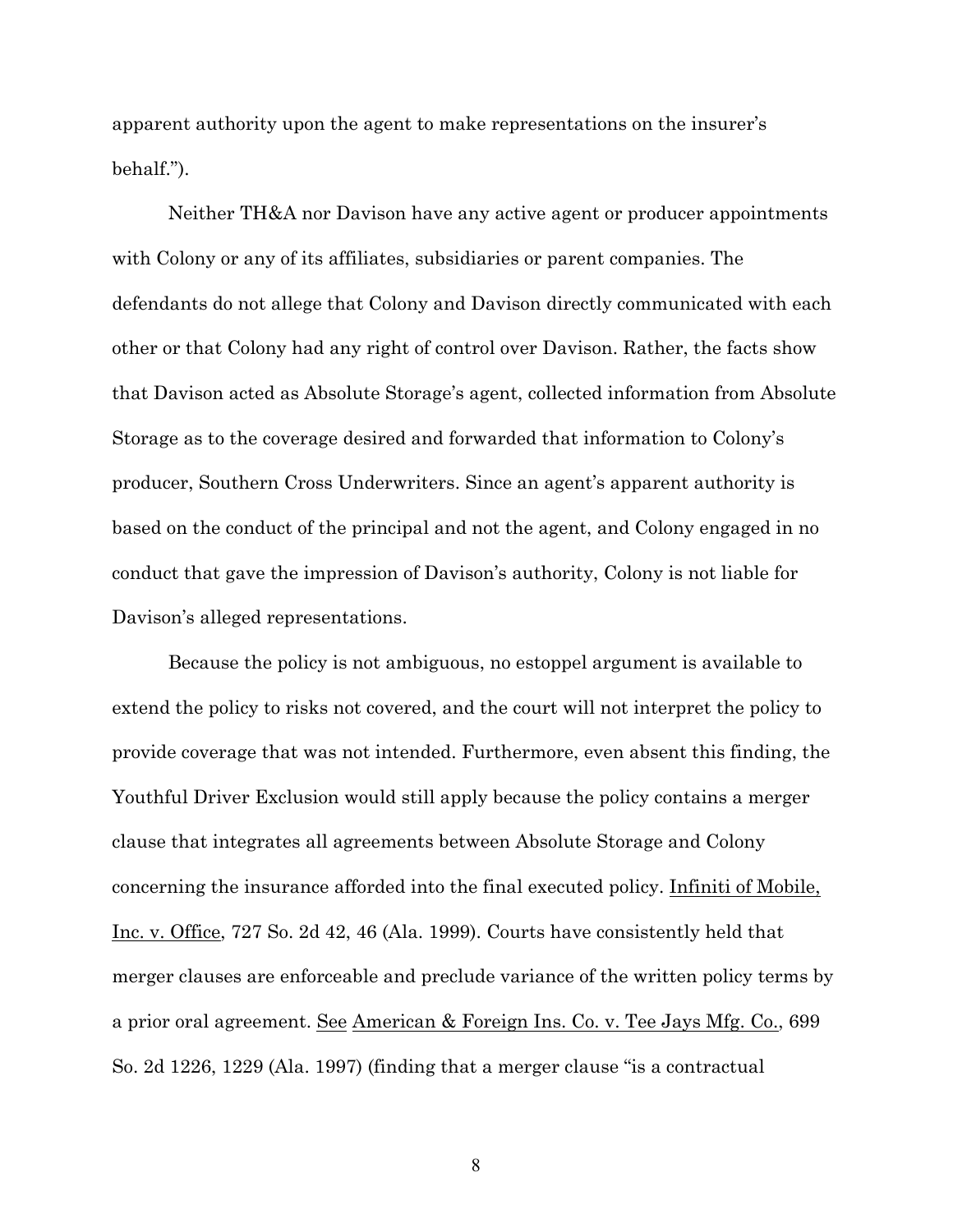apparent authority upon the agent to make representations on the insurer's behalf.").

Neither TH&A nor Davison have any active agent or producer appointments with Colony or any of its affiliates, subsidiaries or parent companies. The defendants do not allege that Colony and Davison directly communicated with each other or that Colony had any right of control over Davison. Rather, the facts show that Davison acted as Absolute Storage's agent, collected information from Absolute Storage as to the coverage desired and forwarded that information to Colony's producer, Southern Cross Underwriters. Since an agent's apparent authority is based on the conduct of the principal and not the agent, and Colony engaged in no conduct that gave the impression of Davison's authority, Colony is not liable for Davison's alleged representations.

Because the policy is not ambiguous, no estoppel argument is available to extend the policy to risks not covered, and the court will not interpret the policy to provide coverage that was not intended. Furthermore, even absent this finding, the Youthful Driver Exclusion would still apply because the policy contains a merger clause that integrates all agreements between Absolute Storage and Colony concerning the insurance afforded into the final executed policy. <u>Infiniti of Mobile, Inc. v. Office</u>, 727 So. 2d 42, 46 (Ala. 1999). Courts have consistently held that merger clauses are enforceable and preclude variance of the written policy terms by a prior oral agreement. <u>See</u> <u>American & Foreign Ins. Co. v. Tee Jays Mfg. Co.</u>, 699 So. 2d 1226, 1229 (Ala. 1997) (finding that a merger clause "is a contractual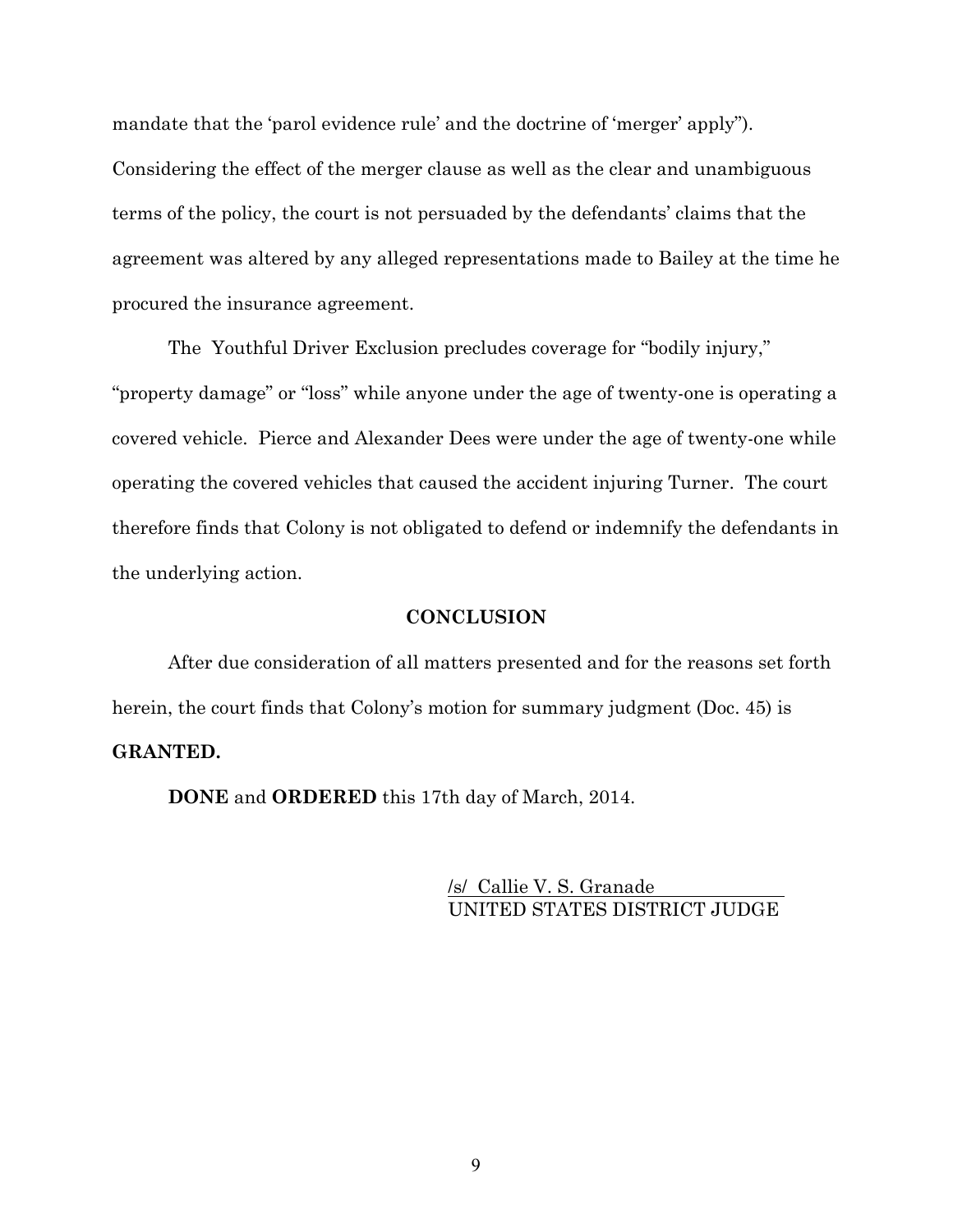mandate that the 'parol evidence rule' and the doctrine of 'merger' apply"). Considering the effect of the merger clause as well as the clear and unambiguous terms of the policy, the court is not persuaded by the defendants' claims that the agreement was altered by any alleged representations made to Bailey at the time he procured the insurance agreement.

The Youthful Driver Exclusion precludes coverage for "bodily injury," "property damage" or "loss" while anyone under the age of twenty-one is operating a covered vehicle. Pierce and Alexander Dees were under the age of twenty-one while operating the covered vehicles that caused the accident injuring Turner. The court therefore finds that Colony is not obligated to defend or indemnify the defendants in the underlying action.

## CONCLUSION

After due consideration of all matters presented and for the reasons set forth herein, the court finds that Colony's motion for summary judgment (Doc. 45) is **GRANTED.**

**DONE** and **ORDERED** this 17th day of March, 2014.

/s/ Callie V. S. Granade
UNITED STATES DISTRICT JUDGE